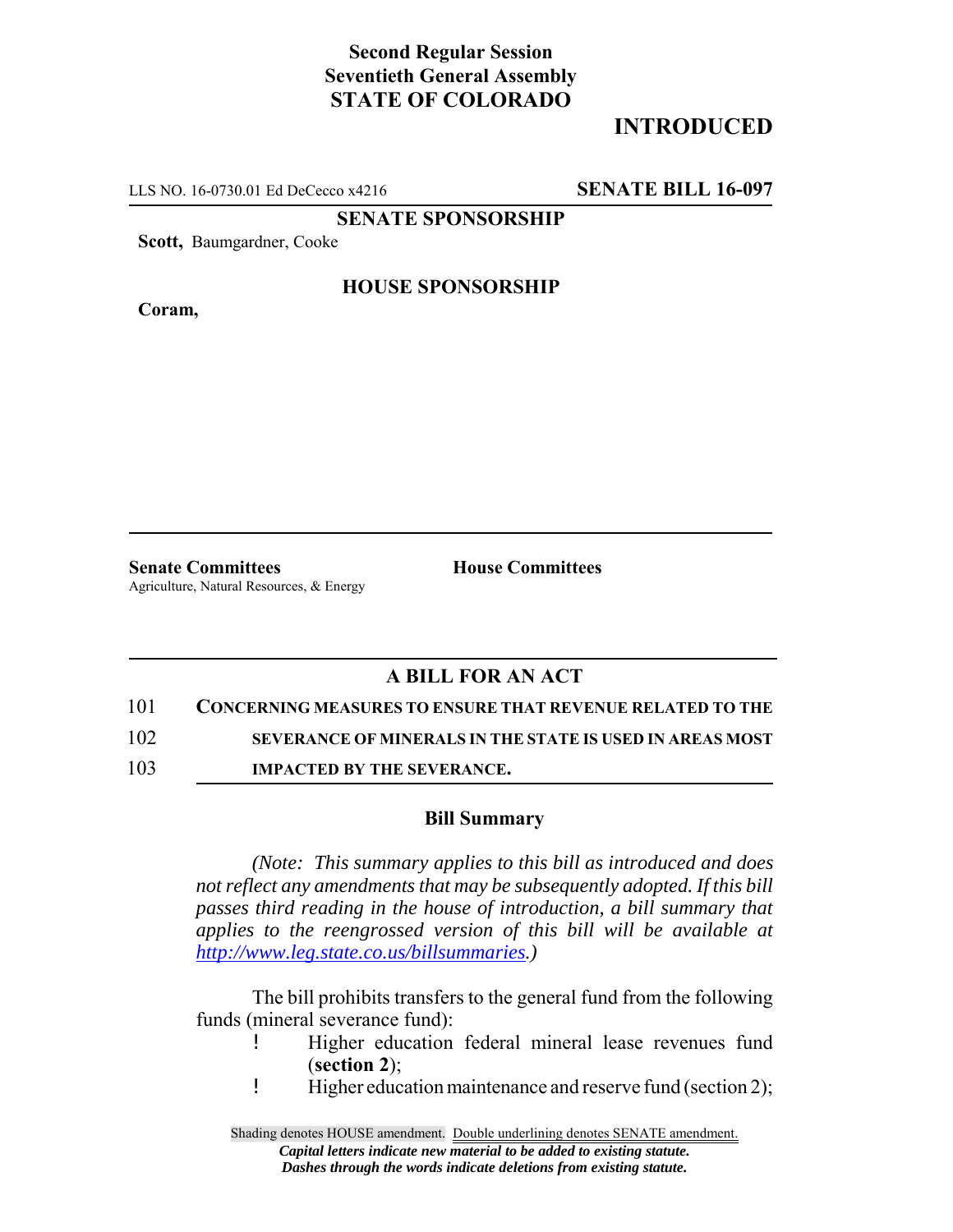**Second Regular Session**
**Seventieth General Assembly**
**STATE OF COLORADO**

**INTRODUCED**

LLS NO. 16-0730.01 Ed DeCecco x4216 **SENATE BILL 16-097**

**SENATE SPONSORSHIP**

**Scott,** Baumgardner, Cooke

**HOUSE SPONSORSHIP**

**Coram,**

**Senate Committees**
Agriculture, Natural Resources, & Energy

**House Committees**

## A BILL FOR AN ACT

101 **CONCERNING MEASURES TO ENSURE THAT REVENUE RELATED TO THE**
102 **SEVERANCE OF MINERALS IN THE STATE IS USED IN AREAS MOST**
103 **IMPACTED BY THE SEVERANCE.**

### Bill Summary

*(Note: This summary applies to this bill as introduced and does not reflect any amendments that may be subsequently adopted. If this bill passes third reading in the house of introduction, a bill summary that applies to the reengrossed version of this bill will be available at http://www.leg.state.co.us/billsummaries.)*

The bill prohibits transfers to the general fund from the following funds (mineral severance fund):

- Higher education federal mineral lease revenues fund (**section 2**);
- Higher education maintenance and reserve fund (section 2);

Shading denotes HOUSE amendment. Double underlining denotes SENATE amendment.
*Capital letters indicate new material to be added to existing statute.*
*Dashes through the words indicate deletions from existing statute.*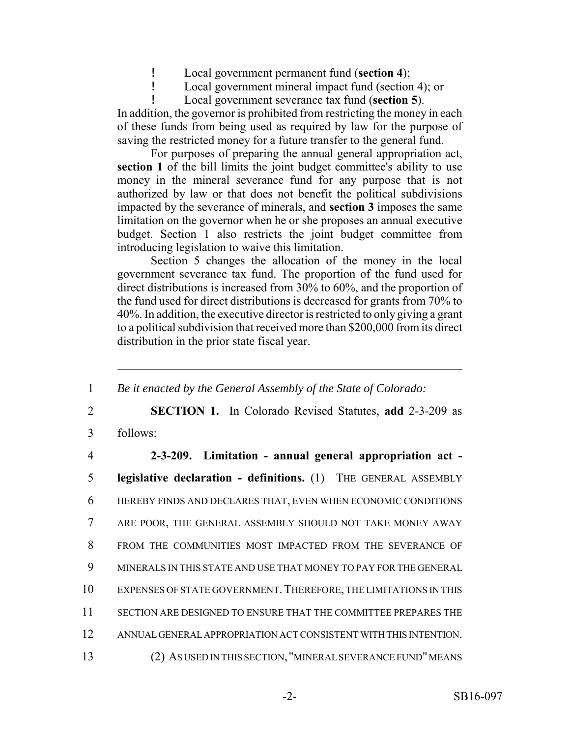- Local government permanent fund (**section 4**);
- Local government mineral impact fund (section 4); or
- Local government severance tax fund (**section 5**).

In addition, the governor is prohibited from restricting the money in each of these funds from being used as required by law for the purpose of saving the restricted money for a future transfer to the general fund.

For purposes of preparing the annual general appropriation act, **section 1** of the bill limits the joint budget committee's ability to use money in the mineral severance fund for any purpose that is not authorized by law or that does not benefit the political subdivisions impacted by the severance of minerals, and **section 3** imposes the same limitation on the governor when he or she proposes an annual executive budget. Section 1 also restricts the joint budget committee from introducing legislation to waive this limitation.

Section 5 changes the allocation of the money in the local government severance tax fund. The proportion of the fund used for direct distributions is increased from 30% to 60%, and the proportion of the fund used for direct distributions is decreased for grants from 70% to 40%. In addition, the executive director is restricted to only giving a grant to a political subdivision that received more than $200,000 from its direct distribution in the prior state fiscal year.

---

1 *Be it enacted by the General Assembly of the State of Colorado:*

2 **SECTION 1.** In Colorado Revised Statutes, **add** 2-3-209 as
3 follows:

4 **2-3-209. Limitation - annual general appropriation act -**
5 **legislative declaration - definitions.** (1) THE GENERAL ASSEMBLY
6 HEREBY FINDS AND DECLARES THAT, EVEN WHEN ECONOMIC CONDITIONS
7 ARE POOR, THE GENERAL ASSEMBLY SHOULD NOT TAKE MONEY AWAY
8 FROM THE COMMUNITIES MOST IMPACTED FROM THE SEVERANCE OF
9 MINERALS IN THIS STATE AND USE THAT MONEY TO PAY FOR THE GENERAL
10 EXPENSES OF STATE GOVERNMENT. THEREFORE, THE LIMITATIONS IN THIS
11 SECTION ARE DESIGNED TO ENSURE THAT THE COMMITTEE PREPARES THE
12 ANNUAL GENERAL APPROPRIATION ACT CONSISTENT WITH THIS INTENTION.
13 (2) AS USED IN THIS SECTION, "MINERAL SEVERANCE FUND" MEANS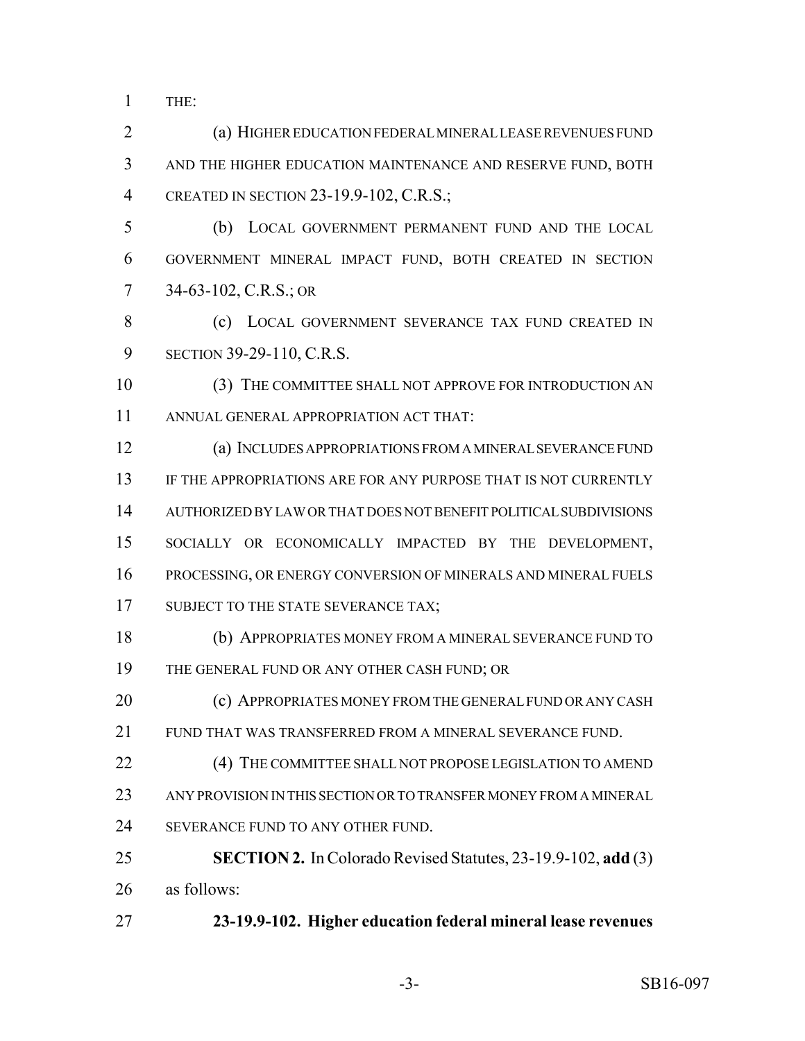THE:

(a) HIGHER EDUCATION FEDERAL MINERAL LEASE REVENUES FUND AND THE HIGHER EDUCATION MAINTENANCE AND RESERVE FUND, BOTH CREATED IN SECTION 23-19.9-102, C.R.S.;

(b) LOCAL GOVERNMENT PERMANENT FUND AND THE LOCAL GOVERNMENT MINERAL IMPACT FUND, BOTH CREATED IN SECTION 34-63-102, C.R.S.; OR

(c) LOCAL GOVERNMENT SEVERANCE TAX FUND CREATED IN SECTION 39-29-110, C.R.S.

(3) THE COMMITTEE SHALL NOT APPROVE FOR INTRODUCTION AN ANNUAL GENERAL APPROPRIATION ACT THAT:

(a) INCLUDES APPROPRIATIONS FROM A MINERAL SEVERANCE FUND IF THE APPROPRIATIONS ARE FOR ANY PURPOSE THAT IS NOT CURRENTLY AUTHORIZED BY LAW OR THAT DOES NOT BENEFIT POLITICAL SUBDIVISIONS SOCIALLY OR ECONOMICALLY IMPACTED BY THE DEVELOPMENT, PROCESSING, OR ENERGY CONVERSION OF MINERALS AND MINERAL FUELS SUBJECT TO THE STATE SEVERANCE TAX;

(b) APPROPRIATES MONEY FROM A MINERAL SEVERANCE FUND TO THE GENERAL FUND OR ANY OTHER CASH FUND; OR

(c) APPROPRIATES MONEY FROM THE GENERAL FUND OR ANY CASH FUND THAT WAS TRANSFERRED FROM A MINERAL SEVERANCE FUND.

(4) THE COMMITTEE SHALL NOT PROPOSE LEGISLATION TO AMEND ANY PROVISION IN THIS SECTION OR TO TRANSFER MONEY FROM A MINERAL SEVERANCE FUND TO ANY OTHER FUND.

**SECTION 2.** In Colorado Revised Statutes, 23-19.9-102, **add** (3) as follows:

**23-19.9-102. Higher education federal mineral lease revenues**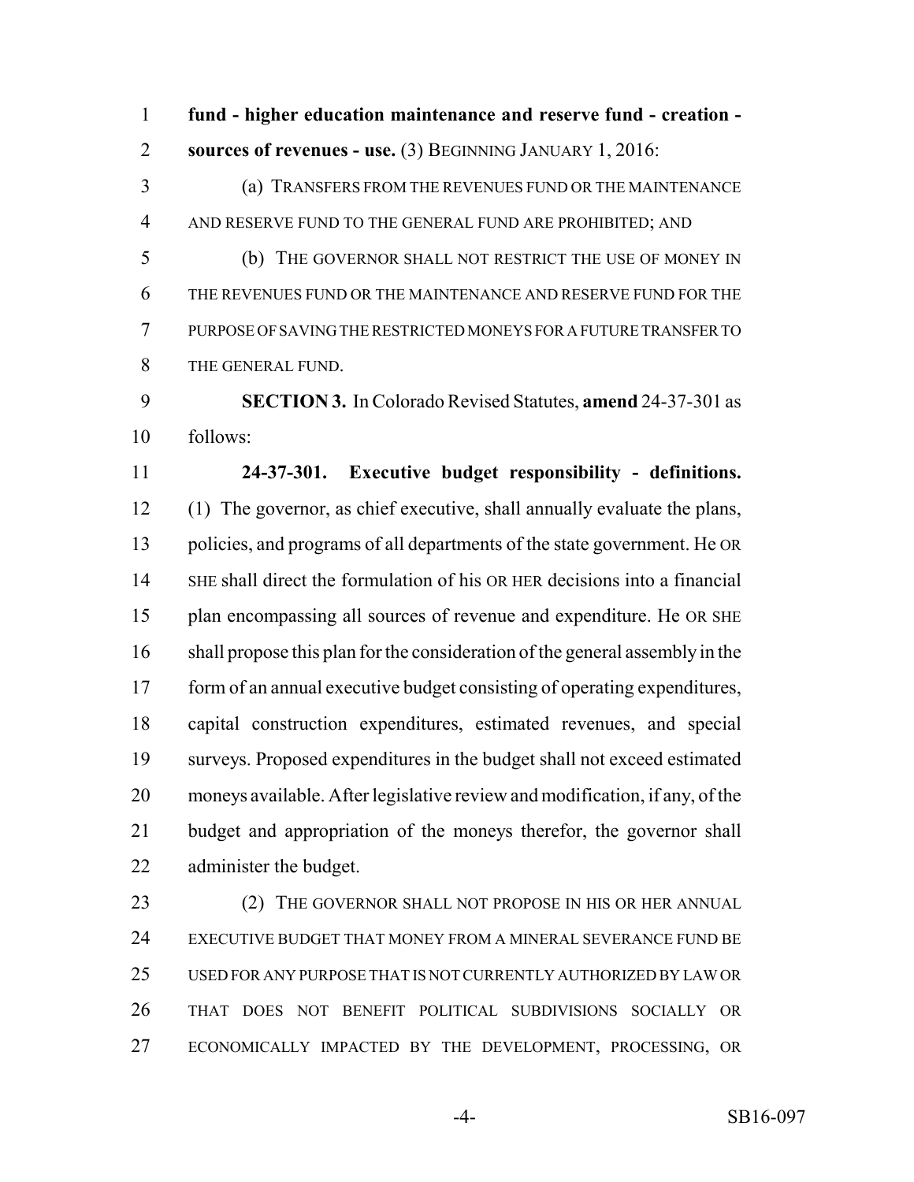**fund - higher education maintenance and reserve fund - creation - sources of revenues - use.** (3) BEGINNING JANUARY 1, 2016:

(a) TRANSFERS FROM THE REVENUES FUND OR THE MAINTENANCE AND RESERVE FUND TO THE GENERAL FUND ARE PROHIBITED; AND

(b) THE GOVERNOR SHALL NOT RESTRICT THE USE OF MONEY IN THE REVENUES FUND OR THE MAINTENANCE AND RESERVE FUND FOR THE PURPOSE OF SAVING THE RESTRICTED MONEYS FOR A FUTURE TRANSFER TO THE GENERAL FUND.

**SECTION 3.** In Colorado Revised Statutes, **amend** 24-37-301 as follows:

**24-37-301. Executive budget responsibility - definitions.** (1) The governor, as chief executive, shall annually evaluate the plans, policies, and programs of all departments of the state government. He OR SHE shall direct the formulation of his OR HER decisions into a financial plan encompassing all sources of revenue and expenditure. He OR SHE shall propose this plan for the consideration of the general assembly in the form of an annual executive budget consisting of operating expenditures, capital construction expenditures, estimated revenues, and special surveys. Proposed expenditures in the budget shall not exceed estimated moneys available. After legislative review and modification, if any, of the budget and appropriation of the moneys therefor, the governor shall administer the budget.

(2) THE GOVERNOR SHALL NOT PROPOSE IN HIS OR HER ANNUAL EXECUTIVE BUDGET THAT MONEY FROM A MINERAL SEVERANCE FUND BE USED FOR ANY PURPOSE THAT IS NOT CURRENTLY AUTHORIZED BY LAW OR THAT DOES NOT BENEFIT POLITICAL SUBDIVISIONS SOCIALLY OR ECONOMICALLY IMPACTED BY THE DEVELOPMENT, PROCESSING, OR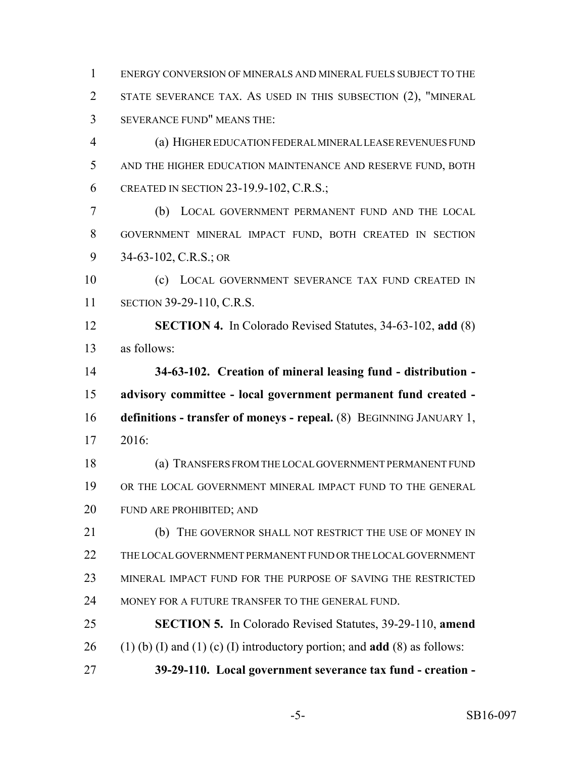ENERGY CONVERSION OF MINERALS AND MINERAL FUELS SUBJECT TO THE STATE SEVERANCE TAX. AS USED IN THIS SUBSECTION (2), "MINERAL SEVERANCE FUND" MEANS THE:

(a) HIGHER EDUCATION FEDERAL MINERAL LEASE REVENUES FUND AND THE HIGHER EDUCATION MAINTENANCE AND RESERVE FUND, BOTH CREATED IN SECTION 23-19.9-102, C.R.S.;

(b) LOCAL GOVERNMENT PERMANENT FUND AND THE LOCAL GOVERNMENT MINERAL IMPACT FUND, BOTH CREATED IN SECTION 34-63-102, C.R.S.; OR

(c) LOCAL GOVERNMENT SEVERANCE TAX FUND CREATED IN SECTION 39-29-110, C.R.S.

**SECTION 4.** In Colorado Revised Statutes, 34-63-102, **add** (8) as follows:

**34-63-102. Creation of mineral leasing fund - distribution - advisory committee - local government permanent fund created - definitions - transfer of moneys - repeal.** (8) BEGINNING JANUARY 1, 2016:

(a) TRANSFERS FROM THE LOCAL GOVERNMENT PERMANENT FUND OR THE LOCAL GOVERNMENT MINERAL IMPACT FUND TO THE GENERAL FUND ARE PROHIBITED; AND

(b) THE GOVERNOR SHALL NOT RESTRICT THE USE OF MONEY IN THE LOCAL GOVERNMENT PERMANENT FUND OR THE LOCAL GOVERNMENT MINERAL IMPACT FUND FOR THE PURPOSE OF SAVING THE RESTRICTED MONEY FOR A FUTURE TRANSFER TO THE GENERAL FUND.

**SECTION 5.** In Colorado Revised Statutes, 39-29-110, **amend** (1) (b) (I) and (1) (c) (I) introductory portion; and **add** (8) as follows:

**39-29-110. Local government severance tax fund - creation -**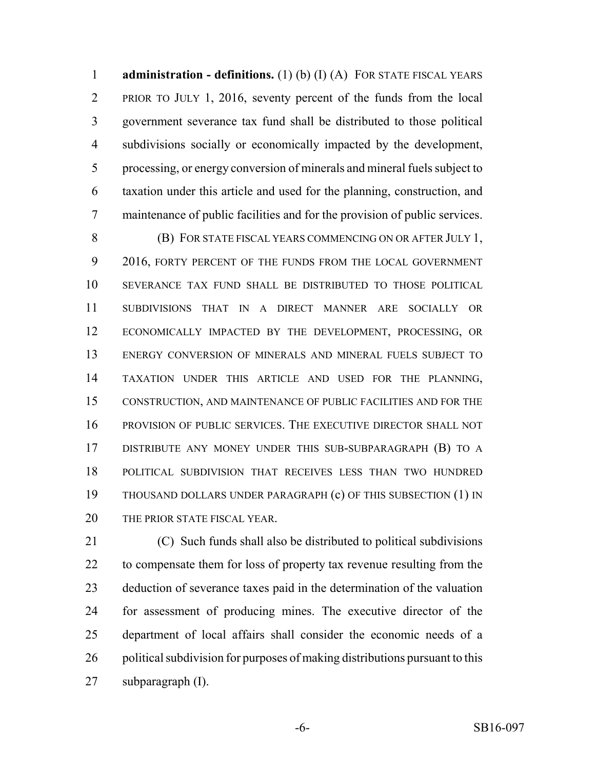**administration - definitions.** (1) (b) (I) (A) FOR STATE FISCAL YEARS PRIOR TO JULY 1, 2016, seventy percent of the funds from the local government severance tax fund shall be distributed to those political subdivisions socially or economically impacted by the development, processing, or energy conversion of minerals and mineral fuels subject to taxation under this article and used for the planning, construction, and maintenance of public facilities and for the provision of public services.

(B) FOR STATE FISCAL YEARS COMMENCING ON OR AFTER JULY 1, 2016, FORTY PERCENT OF THE FUNDS FROM THE LOCAL GOVERNMENT SEVERANCE TAX FUND SHALL BE DISTRIBUTED TO THOSE POLITICAL SUBDIVISIONS THAT IN A DIRECT MANNER ARE SOCIALLY OR ECONOMICALLY IMPACTED BY THE DEVELOPMENT, PROCESSING, OR ENERGY CONVERSION OF MINERALS AND MINERAL FUELS SUBJECT TO TAXATION UNDER THIS ARTICLE AND USED FOR THE PLANNING, CONSTRUCTION, AND MAINTENANCE OF PUBLIC FACILITIES AND FOR THE PROVISION OF PUBLIC SERVICES. THE EXECUTIVE DIRECTOR SHALL NOT DISTRIBUTE ANY MONEY UNDER THIS SUB-SUBPARAGRAPH (B) TO A POLITICAL SUBDIVISION THAT RECEIVES LESS THAN TWO HUNDRED THOUSAND DOLLARS UNDER PARAGRAPH (c) OF THIS SUBSECTION (1) IN THE PRIOR STATE FISCAL YEAR.

(C) Such funds shall also be distributed to political subdivisions to compensate them for loss of property tax revenue resulting from the deduction of severance taxes paid in the determination of the valuation for assessment of producing mines. The executive director of the department of local affairs shall consider the economic needs of a political subdivision for purposes of making distributions pursuant to this subparagraph (I).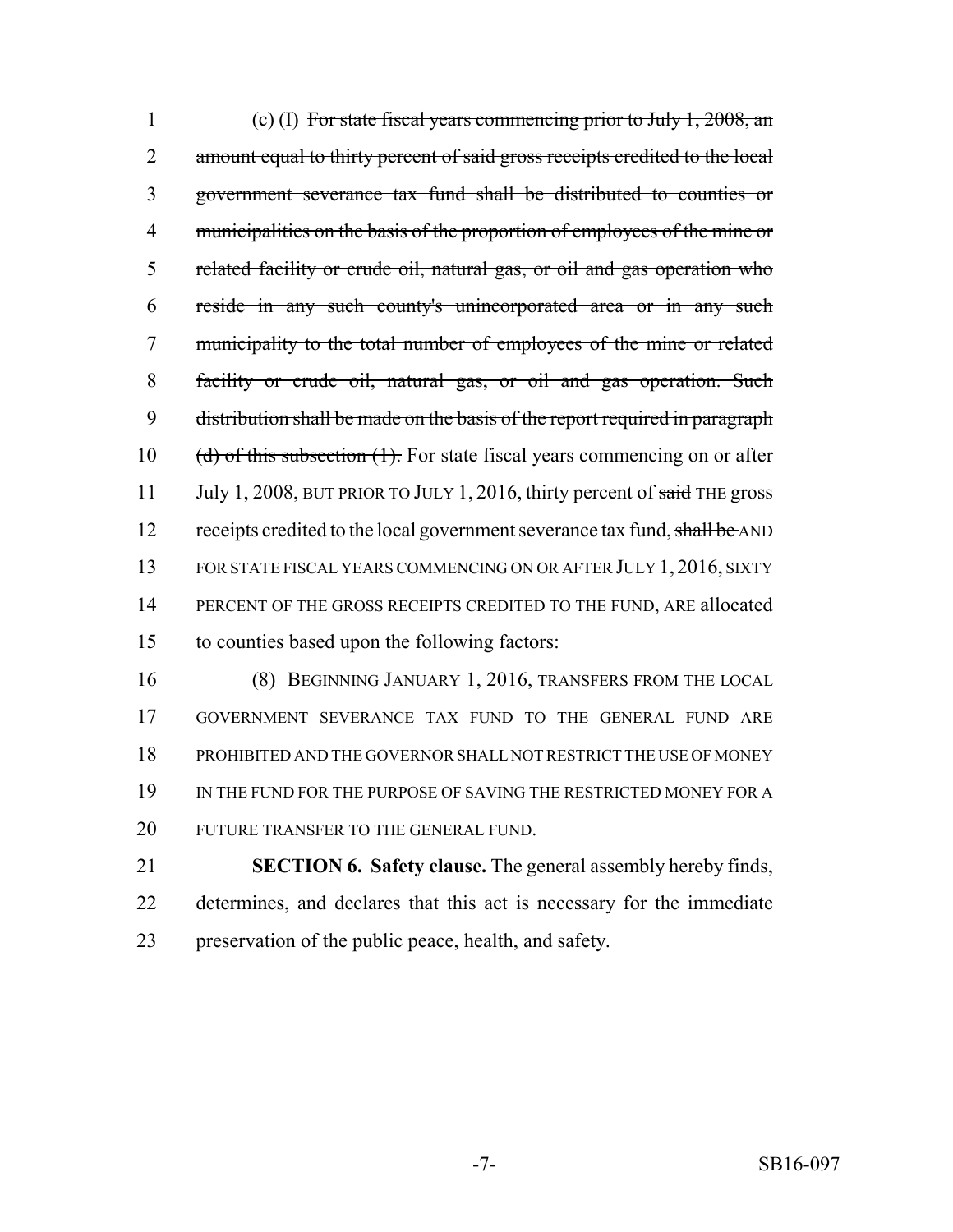(c) (I) ~~For state fiscal years commencing prior to July 1, 2008, an amount equal to thirty percent of said gross receipts credited to the local government severance tax fund shall be distributed to counties or municipalities on the basis of the proportion of employees of the mine or related facility or crude oil, natural gas, or oil and gas operation who reside in any such county's unincorporated area or in any such municipality to the total number of employees of the mine or related facility or crude oil, natural gas, or oil and gas operation. Such distribution shall be made on the basis of the report required in paragraph (d) of this subsection (1).~~ For state fiscal years commencing on or after July 1, 2008, BUT PRIOR TO JULY 1, 2016, thirty percent of ~~said~~ THE gross receipts credited to the local government severance tax fund, ~~shall be~~ AND FOR STATE FISCAL YEARS COMMENCING ON OR AFTER JULY 1, 2016, SIXTY PERCENT OF THE GROSS RECEIPTS CREDITED TO THE FUND, ARE allocated to counties based upon the following factors:

(8) BEGINNING JANUARY 1, 2016, TRANSFERS FROM THE LOCAL GOVERNMENT SEVERANCE TAX FUND TO THE GENERAL FUND ARE PROHIBITED AND THE GOVERNOR SHALL NOT RESTRICT THE USE OF MONEY IN THE FUND FOR THE PURPOSE OF SAVING THE RESTRICTED MONEY FOR A FUTURE TRANSFER TO THE GENERAL FUND.

**SECTION 6. Safety clause.** The general assembly hereby finds, determines, and declares that this act is necessary for the immediate preservation of the public peace, health, and safety.